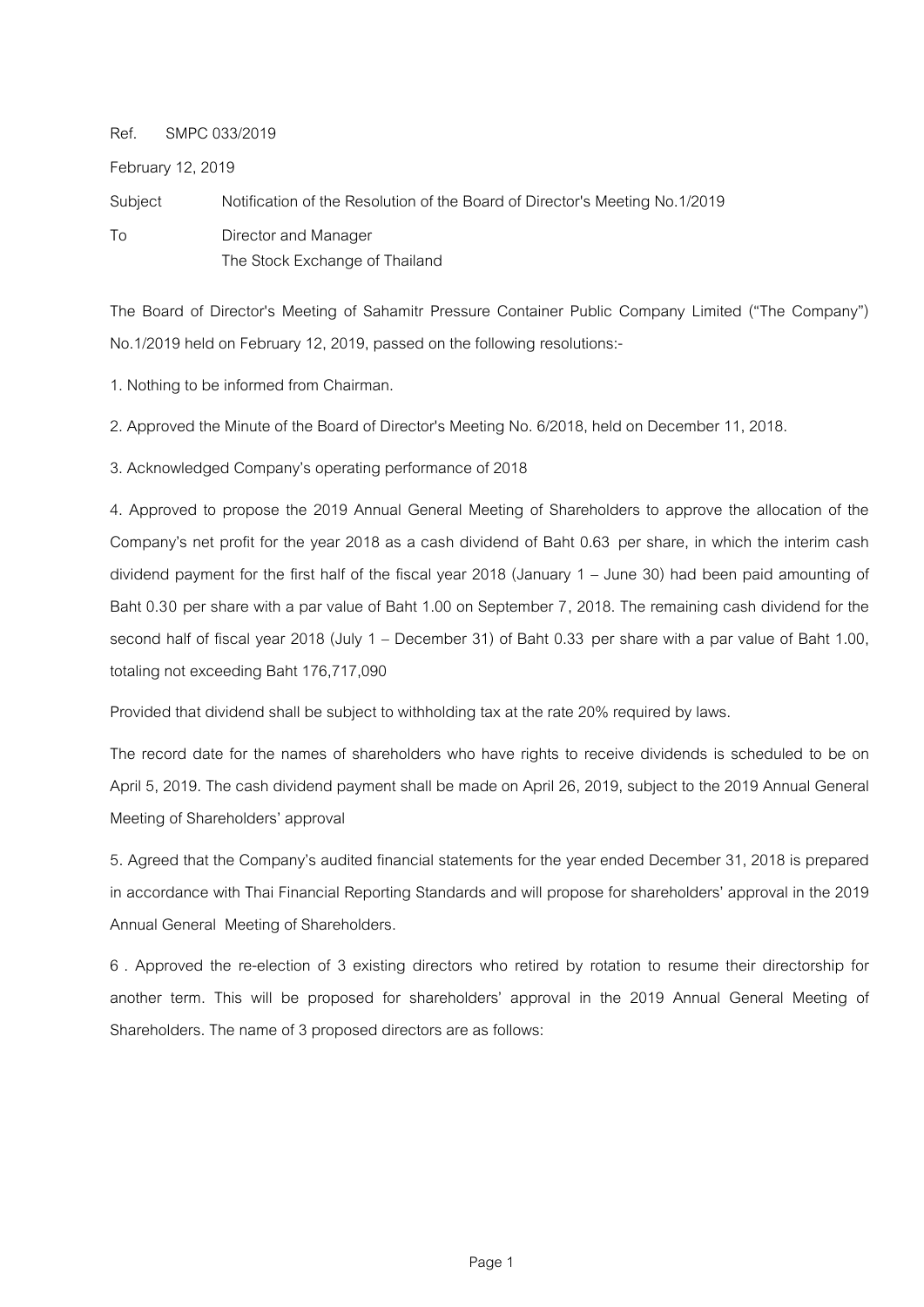Ref. SMPC 033/2019

February 12, 2019

Subject Notification of the Resolution of the Board of Director's Meeting No.1/2019

To Director and Manager
The Stock Exchange of Thailand

The Board of Director's Meeting of Sahamitr Pressure Container Public Company Limited ("The Company") No.1/2019 held on February 12, 2019, passed on the following resolutions:-

1. Nothing to be informed from Chairman.

2. Approved the Minute of the Board of Director's Meeting No. 6/2018, held on December 11, 2018.

3. Acknowledged Company's operating performance of 2018

4. Approved to propose the 2019 Annual General Meeting of Shareholders to approve the allocation of the Company's net profit for the year 2018 as a cash dividend of Baht 0.63 per share, in which the interim cash dividend payment for the first half of the fiscal year 2018 (January 1 – June 30) had been paid amounting of Baht 0.30 per share with a par value of Baht 1.00 on September 7, 2018. The remaining cash dividend for the second half of fiscal year 2018 (July 1 – December 31) of Baht 0.33 per share with a par value of Baht 1.00, totaling not exceeding Baht 176,717,090

Provided that dividend shall be subject to withholding tax at the rate 20% required by laws.

The record date for the names of shareholders who have rights to receive dividends is scheduled to be on April 5, 2019. The cash dividend payment shall be made on April 26, 2019, subject to the 2019 Annual General Meeting of Shareholders' approval

5. Agreed that the Company's audited financial statements for the year ended December 31, 2018 is prepared in accordance with Thai Financial Reporting Standards and will propose for shareholders' approval in the 2019 Annual General Meeting of Shareholders.

6 . Approved the re-election of 3 existing directors who retired by rotation to resume their directorship for another term. This will be proposed for shareholders' approval in the 2019 Annual General Meeting of Shareholders. The name of 3 proposed directors are as follows: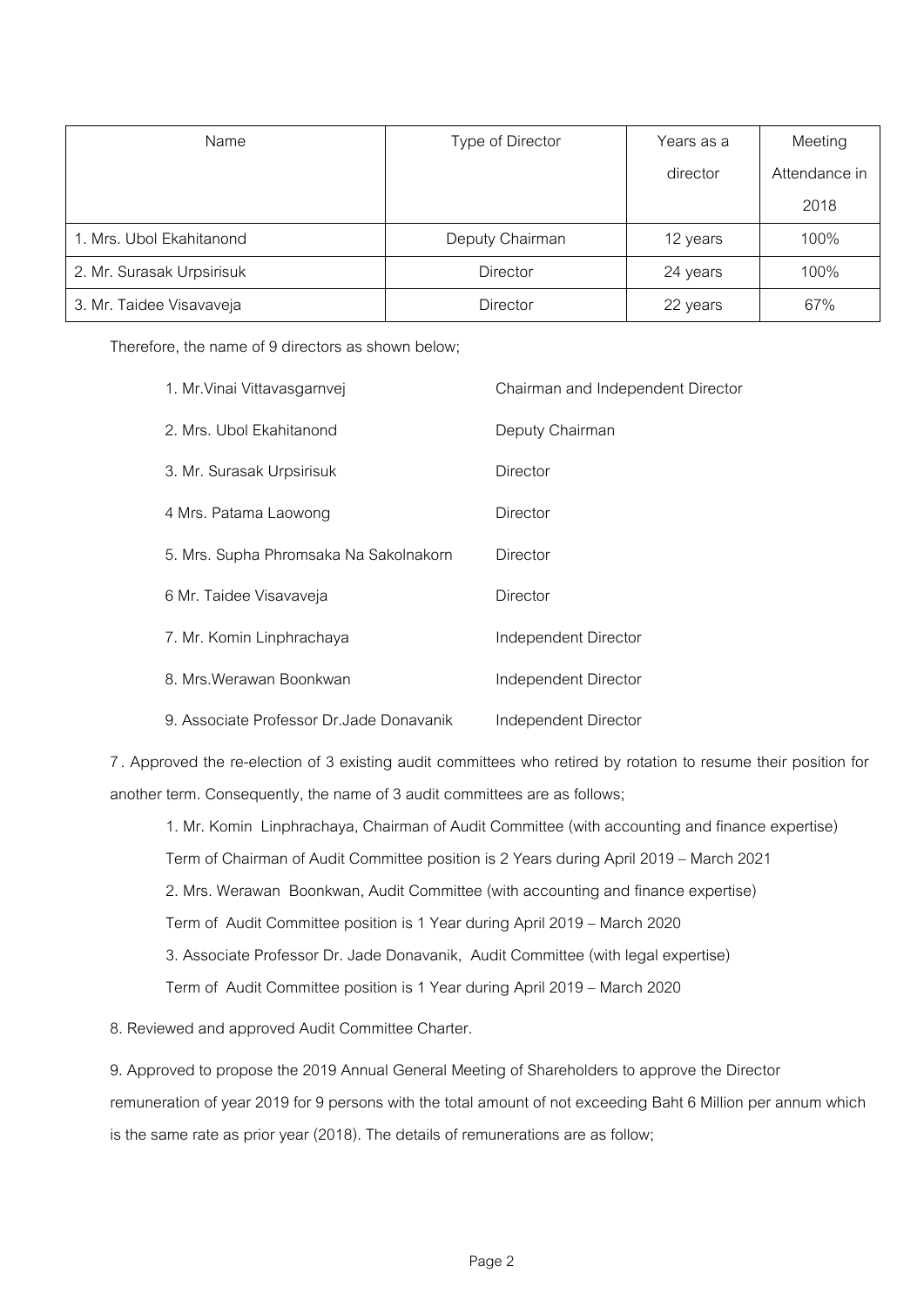| Name | Type of Director | Years as a director | Meeting Attendance in 2018 |
| --- | --- | --- | --- |
| 1. Mrs. Ubol Ekahitanond | Deputy Chairman | 12 years | 100% |
| 2. Mr. Surasak Urpsirisuk | Director | 24 years | 100% |
| 3. Mr. Taidee Visavaveja | Director | 22 years | 67% |

Therefore, the name of 9 directors as shown below;

| | |
| --- | --- |
| 1. Mr.Vinai Vittavasgarnvej | Chairman and Independent Director |
| 2. Mrs. Ubol Ekahitanond | Deputy Chairman |
| 3. Mr. Surasak Urpsirisuk | Director |
| 4 Mrs. Patama Laowong | Director |
| 5. Mrs. Supha Phromsaka Na Sakolnakorn | Director |
| 6 Mr. Taidee Visavaveja | Director |
| 7. Mr. Komin Linphrachaya | Independent Director |
| 8. Mrs.Werawan Boonkwan | Independent Director |
| 9. Associate Professor Dr.Jade Donavanik | Independent Director |

7 . Approved the re-election of 3 existing audit committees who retired by rotation to resume their position for another term. Consequently, the name of 3 audit committees are as follows;

1. Mr. Komin Linphrachaya, Chairman of Audit Committee (with accounting and finance expertise)
   Term of Chairman of Audit Committee position is 2 Years during April 2019 – March 2021
2. Mrs. Werawan Boonkwan, Audit Committee (with accounting and finance expertise)
   Term of Audit Committee position is 1 Year during April 2019 – March 2020
3. Associate Professor Dr. Jade Donavanik, Audit Committee (with legal expertise)
   Term of Audit Committee position is 1 Year during April 2019 – March 2020

8. Reviewed and approved Audit Committee Charter.

9. Approved to propose the 2019 Annual General Meeting of Shareholders to approve the Director remuneration of year 2019 for 9 persons with the total amount of not exceeding Baht 6 Million per annum which is the same rate as prior year (2018). The details of remunerations are as follow;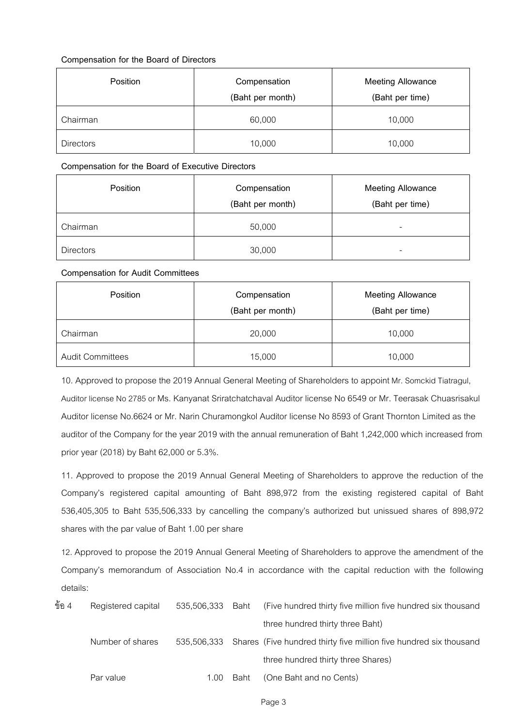**Compensation for the Board of Directors**

| Position | Compensation (Baht per month) | Meeting Allowance (Baht per time) |
|---|---|---|
| Chairman | 60,000 | 10,000 |
| Directors | 10,000 | 10,000 |

**Compensation for the Board of Executive Directors**

| Position | Compensation (Baht per month) | Meeting Allowance (Baht per time) |
|---|---|---|
| Chairman | 50,000 | - |
| Directors | 30,000 | - |

**Compensation for Audit Committees**

| Position | Compensation (Baht per month) | Meeting Allowance (Baht per time) |
|---|---|---|
| Chairman | 20,000 | 10,000 |
| Audit Committees | 15,000 | 10,000 |

10. Approved to propose the 2019 Annual General Meeting of Shareholders to appoint Mr. Somckid Tiatragul, Auditor license No 2785 or Ms. Kanyanat Sriratchatchaval Auditor license No 6549 or Mr. Teerasak Chuasrisakul Auditor license No.6624 or Mr. Narin Churamongkol Auditor license No 8593 of Grant Thornton Limited as the auditor of the Company for the year 2019 with the annual remuneration of Baht 1,242,000 which increased from prior year (2018) by Baht 62,000 or 5.3%.

11. Approved to propose the 2019 Annual General Meeting of Shareholders to approve the reduction of the Company's registered capital amounting of Baht 898,972 from the existing registered capital of Baht 536,405,305 to Baht 535,506,333 by cancelling the company's authorized but unissued shares of 898,972 shares with the par value of Baht 1.00 per share

12. Approved to propose the 2019 Annual General Meeting of Shareholders to approve the amendment of the Company's memorandum of Association No.4 in accordance with the capital reduction with the following details:

| ข้อ 4 | Registered capital | 535,506,333 | Baht | (Five hundred thirty five million five hundred six thousand three hundred thirty three Baht) |
|---|---|---|---|---|
| | Number of shares | 535,506,333 | Shares | (Five hundred thirty five million five hundred six thousand three hundred thirty three Shares) |
| | Par value | 1.00 | Baht | (One Baht and no Cents) |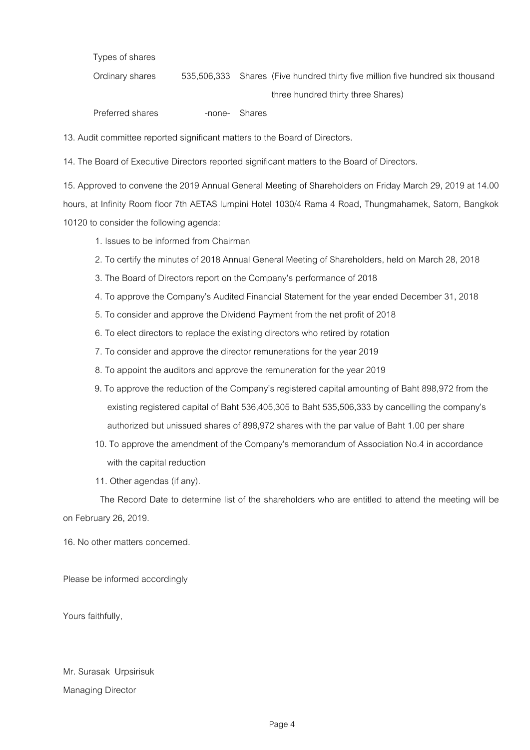Types of shares

| | | | |
|---|---|---|---|
| Ordinary shares | 535,506,333 | Shares | (Five hundred thirty five million five hundred six thousand three hundred thirty three Shares) |
| Preferred shares | -none- | Shares | |

13. Audit committee reported significant matters to the Board of Directors.

14. The Board of Executive Directors reported significant matters to the Board of Directors.

15. Approved to convene the 2019 Annual General Meeting of Shareholders on Friday March 29, 2019 at 14.00 hours, at Infinity Room floor 7th AETAS lumpini Hotel 1030/4 Rama 4 Road, Thungmahamek, Satorn, Bangkok 10120 to consider the following agenda:

1. Issues to be informed from Chairman
2. To certify the minutes of 2018 Annual General Meeting of Shareholders, held on March 28, 2018
3. The Board of Directors report on the Company's performance of 2018
4. To approve the Company's Audited Financial Statement for the year ended December 31, 2018
5. To consider and approve the Dividend Payment from the net profit of 2018
6. To elect directors to replace the existing directors who retired by rotation
7. To consider and approve the director remunerations for the year 2019
8. To appoint the auditors and approve the remuneration for the year 2019
9. To approve the reduction of the Company's registered capital amounting of Baht 898,972 from the existing registered capital of Baht 536,405,305 to Baht 535,506,333 by cancelling the company's authorized but unissued shares of 898,972 shares with the par value of Baht 1.00 per share
10. To approve the amendment of the Company's memorandum of Association No.4 in accordance with the capital reduction
11. Other agendas (if any).

The Record Date to determine list of the shareholders who are entitled to attend the meeting will be on February 26, 2019.

16. No other matters concerned.

Please be informed accordingly

Yours faithfully,

Mr. Surasak Urpsirisuk

Managing Director